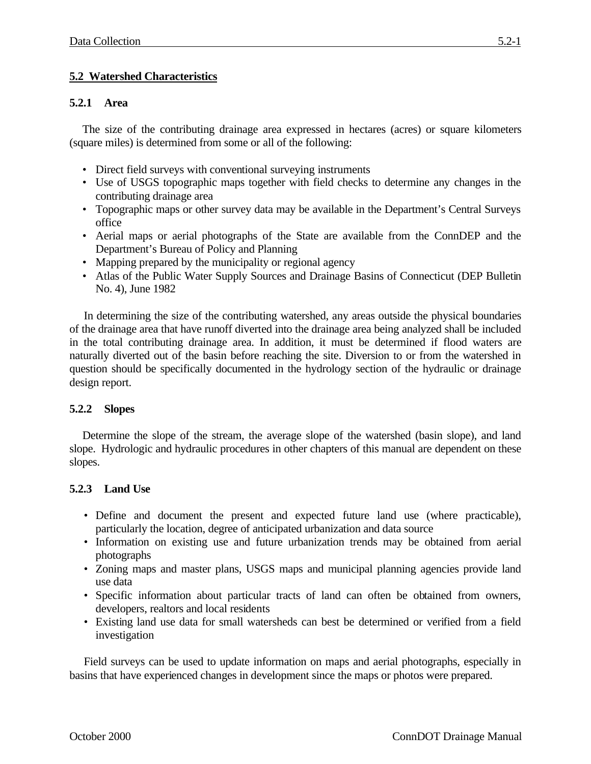## 5.2 Watershed Characteristics

### 5.2.1 Area

The size of the contributing drainage area expressed in hectares (acres) or square kilometers (square miles) is determined from some or all of the following:

- Direct field surveys with conventional surveying instruments
- Use of USGS topographic maps together with field checks to determine any changes in the contributing drainage area
- Topographic maps or other survey data may be available in the Department's Central Surveys office
- Aerial maps or aerial photographs of the State are available from the ConnDEP and the Department's Bureau of Policy and Planning
- Mapping prepared by the municipality or regional agency
- Atlas of the Public Water Supply Sources and Drainage Basins of Connecticut (DEP Bulletin No. 4), June 1982

In determining the size of the contributing watershed, any areas outside the physical boundaries of the drainage area that have runoff diverted into the drainage area being analyzed shall be included in the total contributing drainage area. In addition, it must be determined if flood waters are naturally diverted out of the basin before reaching the site. Diversion to or from the watershed in question should be specifically documented in the hydrology section of the hydraulic or drainage design report.

### 5.2.2 Slopes

Determine the slope of the stream, the average slope of the watershed (basin slope), and land slope. Hydrologic and hydraulic procedures in other chapters of this manual are dependent on these slopes.

### 5.2.3 Land Use

- Define and document the present and expected future land use (where practicable), particularly the location, degree of anticipated urbanization and data source
- Information on existing use and future urbanization trends may be obtained from aerial photographs
- Zoning maps and master plans, USGS maps and municipal planning agencies provide land use data
- Specific information about particular tracts of land can often be obtained from owners, developers, realtors and local residents
- Existing land use data for small watersheds can best be determined or verified from a field investigation

Field surveys can be used to update information on maps and aerial photographs, especially in basins that have experienced changes in development since the maps or photos were prepared.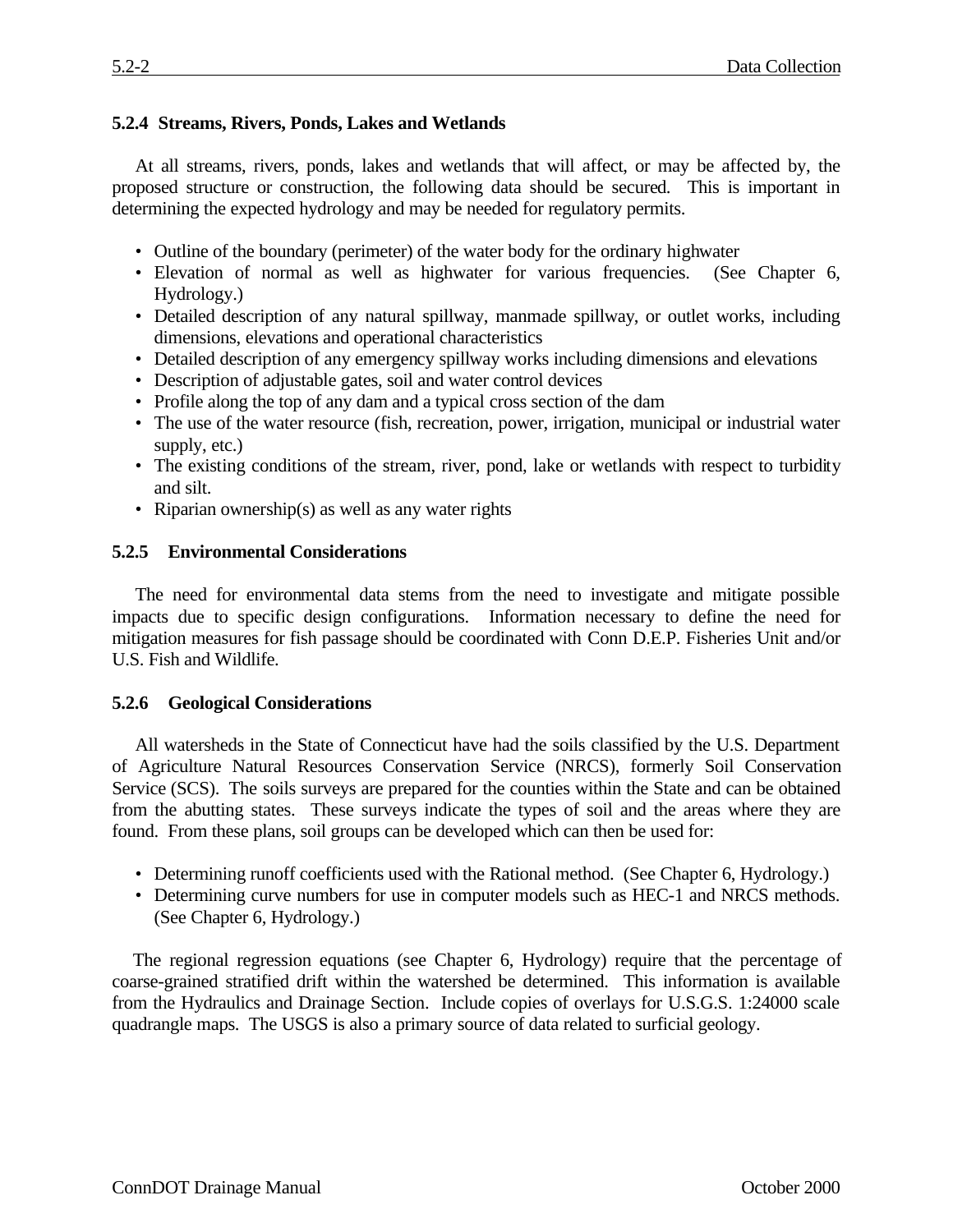### 5.2.4 Streams, Rivers, Ponds, Lakes and Wetlands

At all streams, rivers, ponds, lakes and wetlands that will affect, or may be affected by, the proposed structure or construction, the following data should be secured. This is important in determining the expected hydrology and may be needed for regulatory permits.

- Outline of the boundary (perimeter) of the water body for the ordinary highwater
- Elevation of normal as well as highwater for various frequencies. (See Chapter 6, Hydrology.)
- Detailed description of any natural spillway, manmade spillway, or outlet works, including dimensions, elevations and operational characteristics
- Detailed description of any emergency spillway works including dimensions and elevations
- Description of adjustable gates, soil and water control devices
- Profile along the top of any dam and a typical cross section of the dam
- The use of the water resource (fish, recreation, power, irrigation, municipal or industrial water supply, etc.)
- The existing conditions of the stream, river, pond, lake or wetlands with respect to turbidity and silt.
- Riparian ownership(s) as well as any water rights

### 5.2.5 Environmental Considerations

The need for environmental data stems from the need to investigate and mitigate possible impacts due to specific design configurations. Information necessary to define the need for mitigation measures for fish passage should be coordinated with Conn D.E.P. Fisheries Unit and/or U.S. Fish and Wildlife.

### 5.2.6 Geological Considerations

All watersheds in the State of Connecticut have had the soils classified by the U.S. Department of Agriculture Natural Resources Conservation Service (NRCS), formerly Soil Conservation Service (SCS). The soils surveys are prepared for the counties within the State and can be obtained from the abutting states. These surveys indicate the types of soil and the areas where they are found. From these plans, soil groups can be developed which can then be used for:

- Determining runoff coefficients used with the Rational method. (See Chapter 6, Hydrology.)
- Determining curve numbers for use in computer models such as HEC-1 and NRCS methods. (See Chapter 6, Hydrology.)

The regional regression equations (see Chapter 6, Hydrology) require that the percentage of coarse-grained stratified drift within the watershed be determined. This information is available from the Hydraulics and Drainage Section. Include copies of overlays for U.S.G.S. 1:24000 scale quadrangle maps. The USGS is also a primary source of data related to surficial geology.